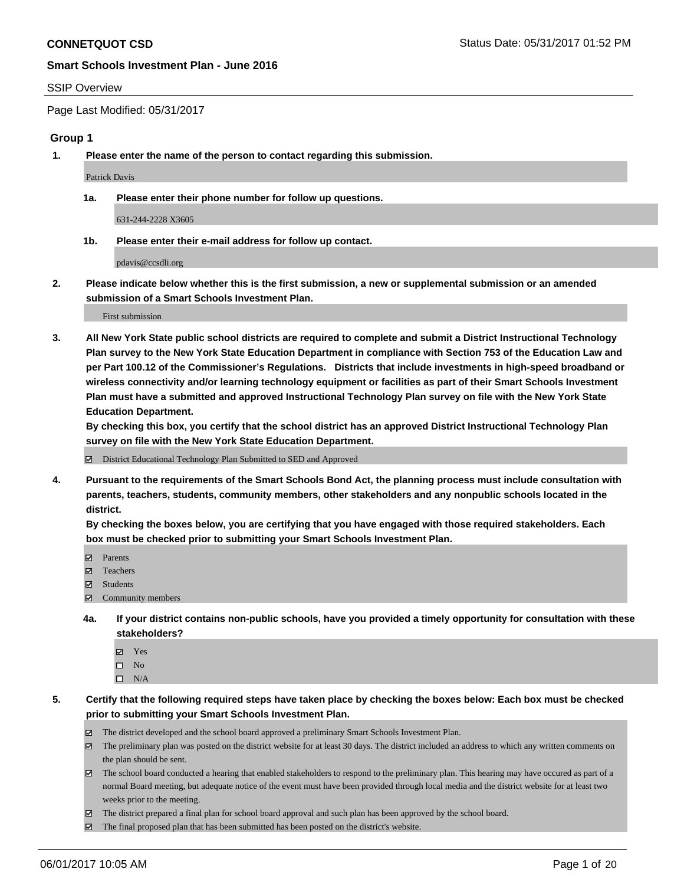**CONNETQUOT CSD**

Status Date: 05/31/2017 01:52 PM

**Smart Schools Investment Plan - June 2016**

SSIP Overview

Page Last Modified: 05/31/2017

## Group 1

**1. Please enter the name of the person to contact regarding this submission.**

Patrick Davis

**1a. Please enter their phone number for follow up questions.**

631-244-2228 X3605

**1b. Please enter their e-mail address for follow up contact.**

pdavis@ccsdli.org

**2. Please indicate below whether this is the first submission, a new or supplemental submission or an amended submission of a Smart Schools Investment Plan.**

First submission

**3. All New York State public school districts are required to complete and submit a District Instructional Technology Plan survey to the New York State Education Department in compliance with Section 753 of the Education Law and per Part 100.12 of the Commissioner's Regulations. Districts that include investments in high-speed broadband or wireless connectivity and/or learning technology equipment or facilities as part of their Smart Schools Investment Plan must have a submitted and approved Instructional Technology Plan survey on file with the New York State Education Department.**
**By checking this box, you certify that the school district has an approved District Instructional Technology Plan survey on file with the New York State Education Department.**

- ☑ District Educational Technology Plan Submitted to SED and Approved

**4. Pursuant to the requirements of the Smart Schools Bond Act, the planning process must include consultation with parents, teachers, students, community members, other stakeholders and any nonpublic schools located in the district.**
**By checking the boxes below, you are certifying that you have engaged with those required stakeholders. Each box must be checked prior to submitting your Smart Schools Investment Plan.**

- ☑ Parents
- ☑ Teachers
- ☑ Students
- ☑ Community members

**4a. If your district contains non-public schools, have you provided a timely opportunity for consultation with these stakeholders?**

- ☑ Yes
- ☐ No
- ☐ N/A

**5. Certify that the following required steps have taken place by checking the boxes below: Each box must be checked prior to submitting your Smart Schools Investment Plan.**

- ☑ The district developed and the school board approved a preliminary Smart Schools Investment Plan.
- ☑ The preliminary plan was posted on the district website for at least 30 days. The district included an address to which any written comments on the plan should be sent.
- ☑ The school board conducted a hearing that enabled stakeholders to respond to the preliminary plan. This hearing may have occured as part of a normal Board meeting, but adequate notice of the event must have been provided through local media and the district website for at least two weeks prior to the meeting.
- ☑ The district prepared a final plan for school board approval and such plan has been approved by the school board.
- ☑ The final proposed plan that has been submitted has been posted on the district's website.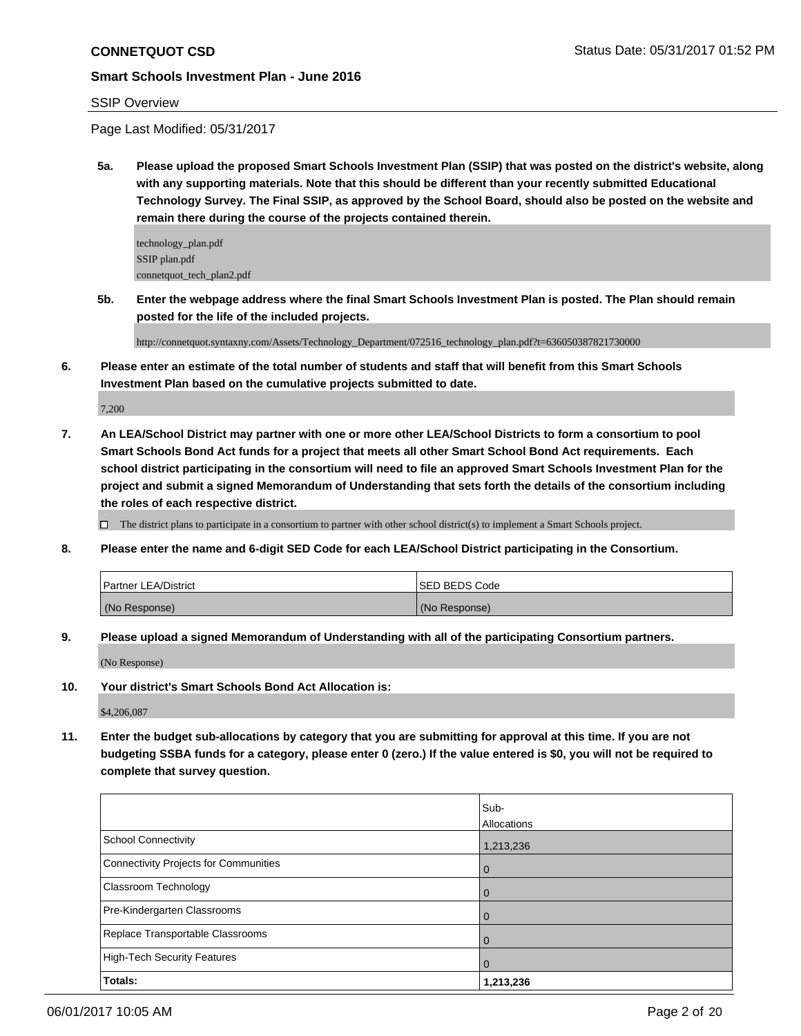**CONNETQUOT CSD** Status Date: 05/31/2017 01:52 PM

**Smart Schools Investment Plan - June 2016**

SSIP Overview

Page Last Modified: 05/31/2017

**5a. Please upload the proposed Smart Schools Investment Plan (SSIP) that was posted on the district's website, along with any supporting materials. Note that this should be different than your recently submitted Educational Technology Survey. The Final SSIP, as approved by the School Board, should also be posted on the website and remain there during the course of the projects contained therein.**

technology_plan.pdf
SSIP plan.pdf
connetquot_tech_plan2.pdf

**5b. Enter the webpage address where the final Smart Schools Investment Plan is posted. The Plan should remain posted for the life of the included projects.**

http://connetquot.syntaxny.com/Assets/Technology_Department/072516_technology_plan.pdf?t=636050387821730000

**6. Please enter an estimate of the total number of students and staff that will benefit from this Smart Schools Investment Plan based on the cumulative projects submitted to date.**

7,200

**7. An LEA/School District may partner with one or more other LEA/School Districts to form a consortium to pool Smart Schools Bond Act funds for a project that meets all other Smart School Bond Act requirements. Each school district participating in the consortium will need to file an approved Smart Schools Investment Plan for the project and submit a signed Memorandum of Understanding that sets forth the details of the consortium including the roles of each respective district.**

☐ The district plans to participate in a consortium to partner with other school district(s) to implement a Smart Schools project.

**8. Please enter the name and 6-digit SED Code for each LEA/School District participating in the Consortium.**

| Partner LEA/District | SED BEDS Code |
|---|---|
| (No Response) | (No Response) |

**9. Please upload a signed Memorandum of Understanding with all of the participating Consortium partners.**

(No Response)

**10. Your district's Smart Schools Bond Act Allocation is:**

$4,206,087

**11. Enter the budget sub-allocations by category that you are submitting for approval at this time. If you are not budgeting SSBA funds for a category, please enter 0 (zero.) If the value entered is $0, you will not be required to complete that survey question.**

| | Sub-Allocations |
|---|---|
| School Connectivity | 1,213,236 |
| Connectivity Projects for Communities | 0 |
| Classroom Technology | 0 |
| Pre-Kindergarten Classrooms | 0 |
| Replace Transportable Classrooms | 0 |
| High-Tech Security Features | 0 |
| **Totals:** | **1,213,236** |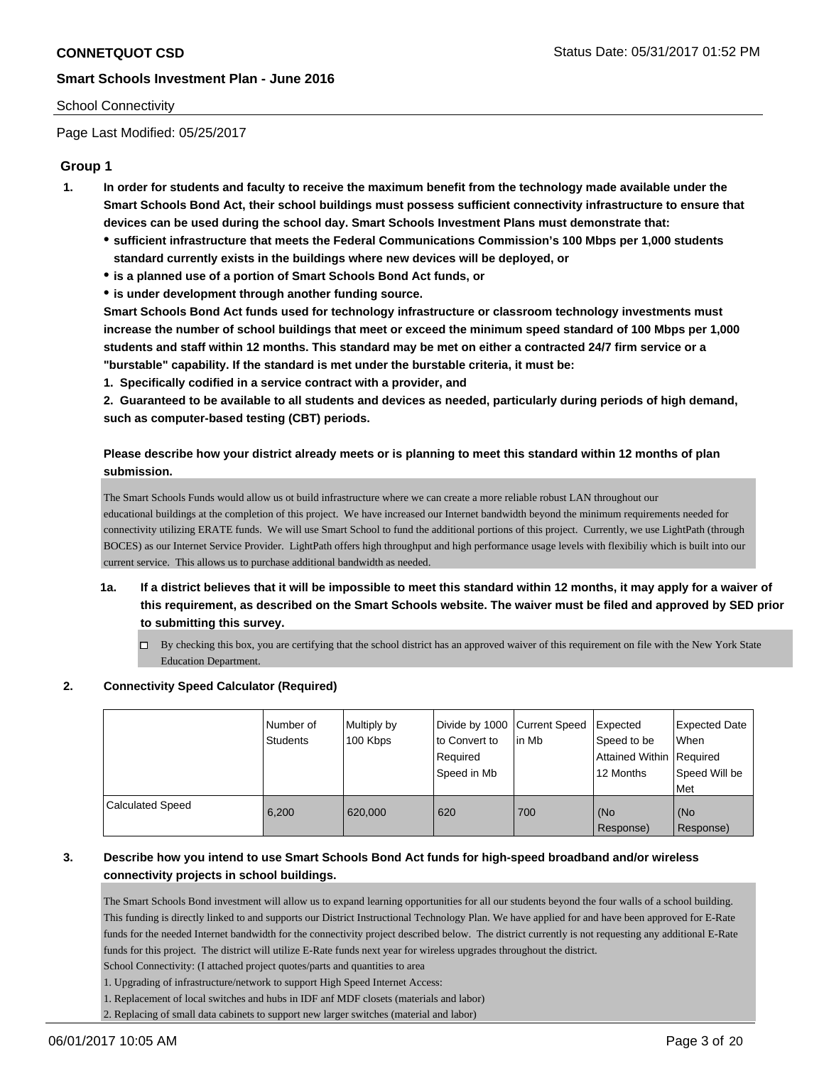School Connectivity

Page Last Modified: 05/25/2017

## Group 1

**1. In order for students and faculty to receive the maximum benefit from the technology made available under the Smart Schools Bond Act, their school buildings must possess sufficient connectivity infrastructure to ensure that devices can be used during the school day. Smart Schools Investment Plans must demonstrate that:**

- **sufficient infrastructure that meets the Federal Communications Commission's 100 Mbps per 1,000 students standard currently exists in the buildings where new devices will be deployed, or**
- **is a planned use of a portion of Smart Schools Bond Act funds, or**
- **is under development through another funding source.**

**Smart Schools Bond Act funds used for technology infrastructure or classroom technology investments must increase the number of school buildings that meet or exceed the minimum speed standard of 100 Mbps per 1,000 students and staff within 12 months. This standard may be met on either a contracted 24/7 firm service or a "burstable" capability. If the standard is met under the burstable criteria, it must be:**

**1. Specifically codified in a service contract with a provider, and**

**2. Guaranteed to be available to all students and devices as needed, particularly during periods of high demand, such as computer-based testing (CBT) periods.**

**Please describe how your district already meets or is planning to meet this standard within 12 months of plan submission.**

The Smart Schools Funds would allow us ot build infrastructure where we can create a more reliable robust LAN throughout our educational buildings at the completion of this project. We have increased our Internet bandwidth beyond the minimum requirements needed for connectivity utilizing ERATE funds. We will use Smart School to fund the additional portions of this project. Currently, we use LightPath (through BOCES) as our Internet Service Provider. LightPath offers high throughput and high performance usage levels with flexibiliy which is built into our current service. This allows us to purchase additional bandwidth as needed.

**1a. If a district believes that it will be impossible to meet this standard within 12 months, it may apply for a waiver of this requirement, as described on the Smart Schools website. The waiver must be filed and approved by SED prior to submitting this survey.**

☐ By checking this box, you are certifying that the school district has an approved waiver of this requirement on file with the New York State Education Department.

**2. Connectivity Speed Calculator (Required)**

| | Number of Students | Multiply by 100 Kbps | Divide by 1000 to Convert to Required Speed in Mb | Current Speed in Mb | Expected Speed to be Attained Within 12 Months | Expected Date When Required Speed Will be Met |
|---|---|---|---|---|---|---|
| Calculated Speed | 6,200 | 620,000 | 620 | 700 | (No Response) | (No Response) |

**3. Describe how you intend to use Smart Schools Bond Act funds for high-speed broadband and/or wireless connectivity projects in school buildings.**

The Smart Schools Bond investment will allow us to expand learning opportunities for all our students beyond the four walls of a school building. This funding is directly linked to and supports our District Instructional Technology Plan. We have applied for and have been approved for E-Rate funds for the needed Internet bandwidth for the connectivity project described below. The district currently is not requesting any additional E-Rate funds for this project. The district will utilize E-Rate funds next year for wireless upgrades throughout the district.

School Connectivity: (I attached project quotes/parts and quantities to area

1. Upgrading of infrastructure/network to support High Speed Internet Access:

1. Replacement of local switches and hubs in IDF anf MDF closets (materials and labor)

2. Replacing of small data cabinets to support new larger switches (material and labor)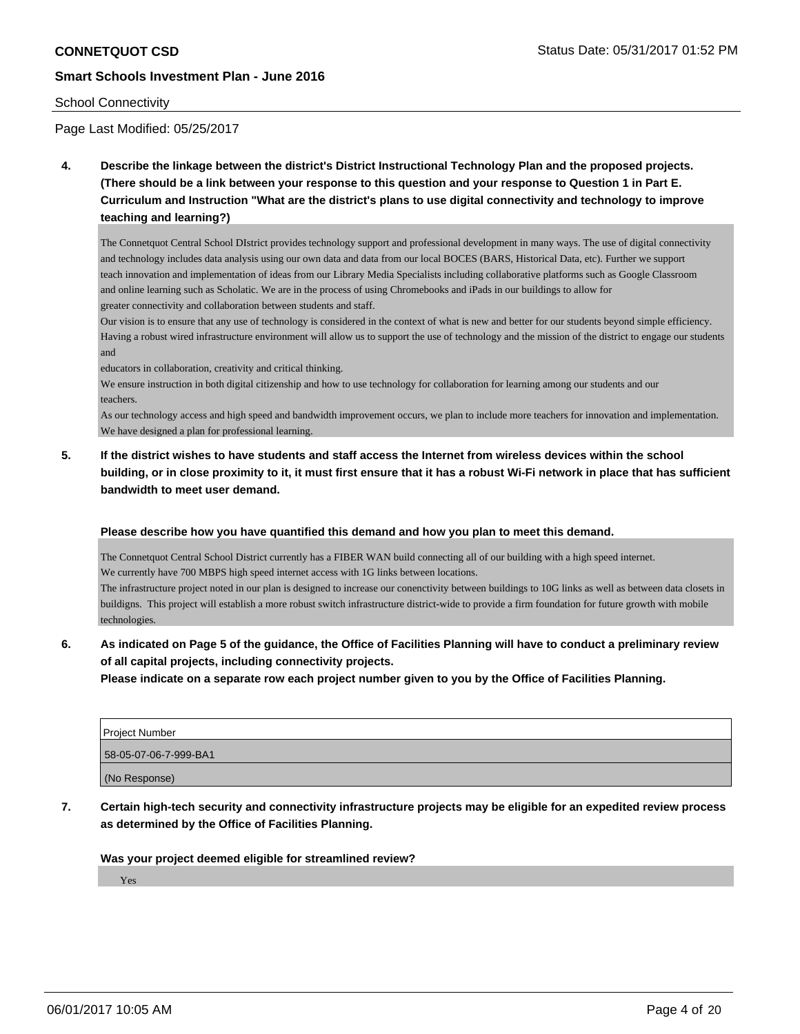School Connectivity

Page Last Modified: 05/25/2017

**4. Describe the linkage between the district's District Instructional Technology Plan and the proposed projects. (There should be a link between your response to this question and your response to Question 1 in Part E. Curriculum and Instruction "What are the district's plans to use digital connectivity and technology to improve teaching and learning?)**

The Connetquot Central School DIstrict provides technology support and professional development in many ways. The use of digital connectivity and technology includes data analysis using our own data and data from our local BOCES (BARS, Historical Data, etc). Further we support teach innovation and implementation of ideas from our Library Media Specialists including collaborative platforms such as Google Classroom and online learning such as Scholatic. We are in the process of using Chromebooks and iPads in our buildings to allow for greater connectivity and collaboration between students and staff.

Our vision is to ensure that any use of technology is considered in the context of what is new and better for our students beyond simple efficiency. Having a robust wired infrastructure environment will allow us to support the use of technology and the mission of the district to engage our students and educators in collaboration, creativity and critical thinking.

We ensure instruction in both digital citizenship and how to use technology for collaboration for learning among our students and our teachers.

As our technology access and high speed and bandwidth improvement occurs, we plan to include more teachers for innovation and implementation. We have designed a plan for professional learning.

**5. If the district wishes to have students and staff access the Internet from wireless devices within the school building, or in close proximity to it, it must first ensure that it has a robust Wi-Fi network in place that has sufficient bandwidth to meet user demand.**

**Please describe how you have quantified this demand and how you plan to meet this demand.**

The Connetquot Central School District currently has a FIBER WAN build connecting all of our building with a high speed internet.
We currently have 700 MBPS high speed internet access with 1G links between locations.
The infrastructure project noted in our plan is designed to increase our conenctivity between buildings to 10G links as well as between data closets in buildigns. This project will establish a more robust switch infrastructure district-wide to provide a firm foundation for future growth with mobile technologies.

**6. As indicated on Page 5 of the guidance, the Office of Facilities Planning will have to conduct a preliminary review of all capital projects, including connectivity projects.**
**Please indicate on a separate row each project number given to you by the Office of Facilities Planning.**

| Project Number |
| --- |
| 58-05-07-06-7-999-BA1 |
| (No Response) |

**7. Certain high-tech security and connectivity infrastructure projects may be eligible for an expedited review process as determined by the Office of Facilities Planning.**

**Was your project deemed eligible for streamlined review?**

Yes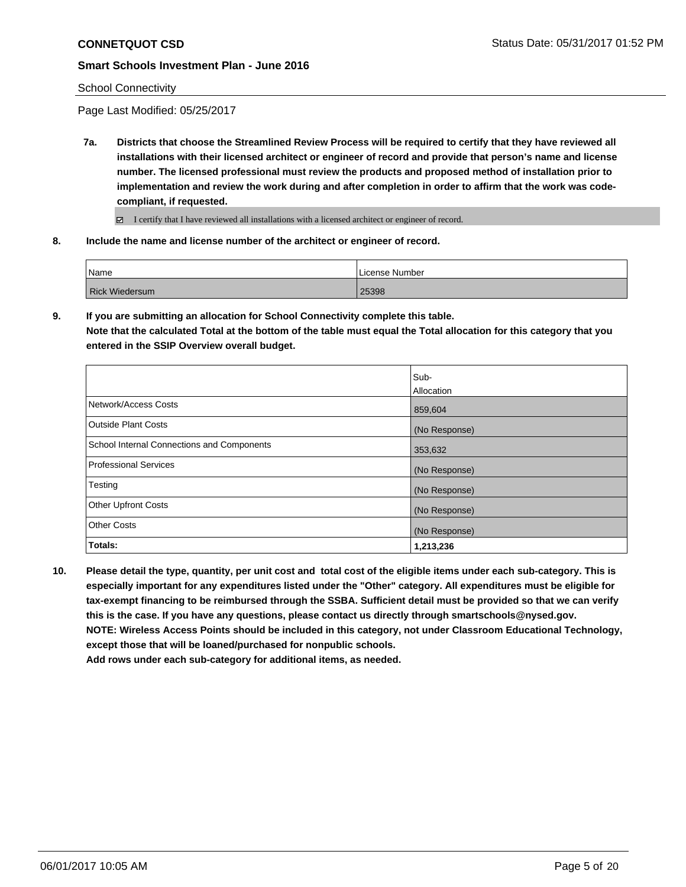School Connectivity

Page Last Modified: 05/25/2017

**7a. Districts that choose the Streamlined Review Process will be required to certify that they have reviewed all installations with their licensed architect or engineer of record and provide that person's name and license number. The licensed professional must review the products and proposed method of installation prior to implementation and review the work during and after completion in order to affirm that the work was code-compliant, if requested.**

☑ I certify that I have reviewed all installations with a licensed architect or engineer of record.

**8. Include the name and license number of the architect or engineer of record.**

| Name | License Number |
|---|---|
| Rick Wiedersum | 25398 |

**9. If you are submitting an allocation for School Connectivity complete this table.**
**Note that the calculated Total at the bottom of the table must equal the Total allocation for this category that you entered in the SSIP Overview overall budget.**

| | Sub-Allocation |
|---|---|
| Network/Access Costs | 859,604 |
| Outside Plant Costs | (No Response) |
| School Internal Connections and Components | 353,632 |
| Professional Services | (No Response) |
| Testing | (No Response) |
| Other Upfront Costs | (No Response) |
| Other Costs | (No Response) |
| **Totals:** | **1,213,236** |

**10. Please detail the type, quantity, per unit cost and total cost of the eligible items under each sub-category. This is especially important for any expenditures listed under the "Other" category. All expenditures must be eligible for tax-exempt financing to be reimbursed through the SSBA. Sufficient detail must be provided so that we can verify this is the case. If you have any questions, please contact us directly through smartschools@nysed.gov.**
**NOTE: Wireless Access Points should be included in this category, not under Classroom Educational Technology, except those that will be loaned/purchased for nonpublic schools.**
**Add rows under each sub-category for additional items, as needed.**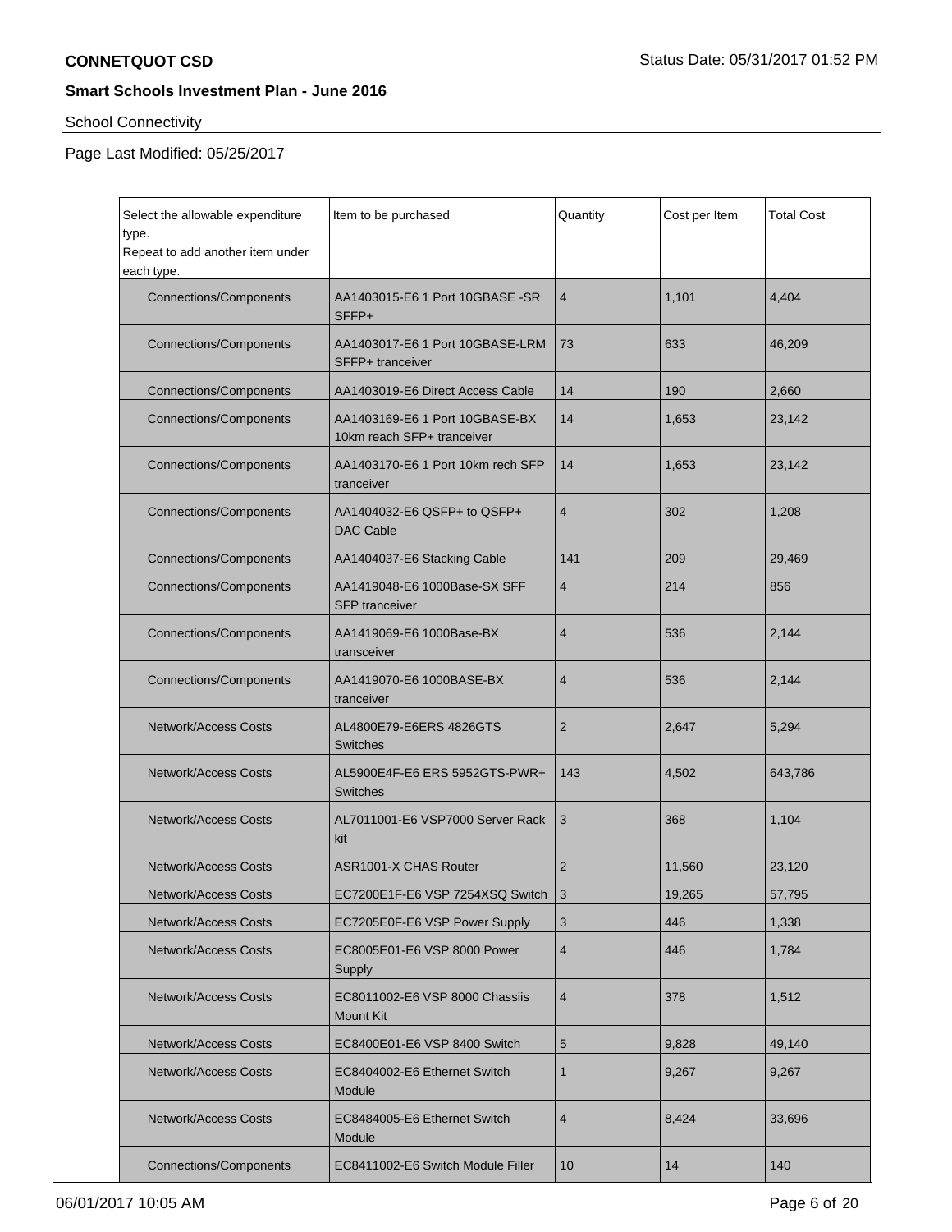**CONNETQUOT CSD**

Status Date: 05/31/2017 01:52 PM

**Smart Schools Investment Plan - June 2016**

School Connectivity

Page Last Modified: 05/25/2017

| Select the allowable expenditure type. Repeat to add another item under each type. | Item to be purchased | Quantity | Cost per Item | Total Cost |
|---|---|---|---|---|
| Connections/Components | AA1403015-E6 1 Port 10GBASE -SR SFFP+ | 4 | 1,101 | 4,404 |
| Connections/Components | AA1403017-E6 1 Port 10GBASE-LRM SFFP+ tranceiver | 73 | 633 | 46,209 |
| Connections/Components | AA1403019-E6 Direct Access Cable | 14 | 190 | 2,660 |
| Connections/Components | AA1403169-E6 1 Port 10GBASE-BX 10km reach SFP+ tranceiver | 14 | 1,653 | 23,142 |
| Connections/Components | AA1403170-E6 1 Port 10km rech SFP tranceiver | 14 | 1,653 | 23,142 |
| Connections/Components | AA1404032-E6 QSFP+ to QSFP+ DAC Cable | 4 | 302 | 1,208 |
| Connections/Components | AA1404037-E6 Stacking Cable | 141 | 209 | 29,469 |
| Connections/Components | AA1419048-E6 1000Base-SX SFF SFP tranceiver | 4 | 214 | 856 |
| Connections/Components | AA1419069-E6 1000Base-BX transceiver | 4 | 536 | 2,144 |
| Connections/Components | AA1419070-E6 1000BASE-BX tranceiver | 4 | 536 | 2,144 |
| Network/Access Costs | AL4800E79-E6ERS 4826GTS Switches | 2 | 2,647 | 5,294 |
| Network/Access Costs | AL5900E4F-E6 ERS 5952GTS-PWR+ Switches | 143 | 4,502 | 643,786 |
| Network/Access Costs | AL7011001-E6 VSP7000 Server Rack kit | 3 | 368 | 1,104 |
| Network/Access Costs | ASR1001-X CHAS Router | 2 | 11,560 | 23,120 |
| Network/Access Costs | EC7200E1F-E6 VSP 7254XSQ Switch | 3 | 19,265 | 57,795 |
| Network/Access Costs | EC7205E0F-E6 VSP Power Supply | 3 | 446 | 1,338 |
| Network/Access Costs | EC8005E01-E6 VSP 8000 Power Supply | 4 | 446 | 1,784 |
| Network/Access Costs | EC8011002-E6 VSP 8000 Chassiis Mount Kit | 4 | 378 | 1,512 |
| Network/Access Costs | EC8400E01-E6 VSP 8400 Switch | 5 | 9,828 | 49,140 |
| Network/Access Costs | EC8404002-E6 Ethernet Switch Module | 1 | 9,267 | 9,267 |
| Network/Access Costs | EC8484005-E6 Ethernet Switch Module | 4 | 8,424 | 33,696 |
| Connections/Components | EC8411002-E6 Switch Module Filler | 10 | 14 | 140 |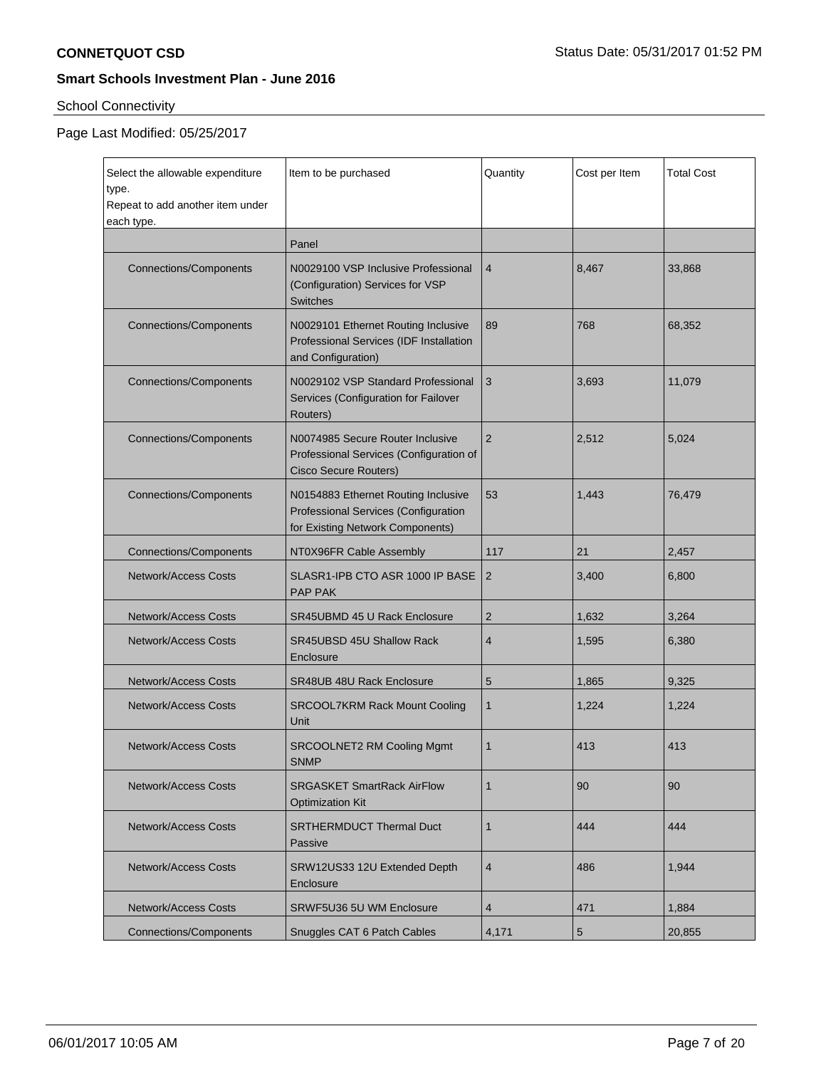**CONNETQUOT CSD**

Status Date: 05/31/2017 01:52 PM

**Smart Schools Investment Plan - June 2016**

School Connectivity

Page Last Modified: 05/25/2017

| Select the allowable expenditure type. Repeat to add another item under each type. | Item to be purchased | Quantity | Cost per Item | Total Cost |
|---|---|---|---|---|
| | Panel | | | |
| Connections/Components | N0029100 VSP Inclusive Professional (Configuration) Services for VSP Switches | 4 | 8,467 | 33,868 |
| Connections/Components | N0029101 Ethernet Routing Inclusive Professional Services (IDF Installation and Configuration) | 89 | 768 | 68,352 |
| Connections/Components | N0029102 VSP Standard Professional Services (Configuration for Failover Routers) | 3 | 3,693 | 11,079 |
| Connections/Components | N0074985 Secure Router Inclusive Professional Services (Configuration of Cisco Secure Routers) | 2 | 2,512 | 5,024 |
| Connections/Components | N0154883 Ethernet Routing Inclusive Professional Services (Configuration for Existing Network Components) | 53 | 1,443 | 76,479 |
| Connections/Components | NT0X96FR Cable Assembly | 117 | 21 | 2,457 |
| Network/Access Costs | SLASR1-IPB CTO ASR 1000 IP BASE PAP PAK | 2 | 3,400 | 6,800 |
| Network/Access Costs | SR45UBMD 45 U Rack Enclosure | 2 | 1,632 | 3,264 |
| Network/Access Costs | SR45UBSD 45U Shallow Rack Enclosure | 4 | 1,595 | 6,380 |
| Network/Access Costs | SR48UB 48U Rack Enclosure | 5 | 1,865 | 9,325 |
| Network/Access Costs | SRCOOL7KRM Rack Mount Cooling Unit | 1 | 1,224 | 1,224 |
| Network/Access Costs | SRCOOLNET2 RM Cooling Mgmt SNMP | 1 | 413 | 413 |
| Network/Access Costs | SRGASKET SmartRack AirFlow Optimization Kit | 1 | 90 | 90 |
| Network/Access Costs | SRTHERMDUCT Thermal Duct Passive | 1 | 444 | 444 |
| Network/Access Costs | SRW12US33 12U Extended Depth Enclosure | 4 | 486 | 1,944 |
| Network/Access Costs | SRWF5U36 5U WM Enclosure | 4 | 471 | 1,884 |
| Connections/Components | Snuggles CAT 6 Patch Cables | 4,171 | 5 | 20,855 |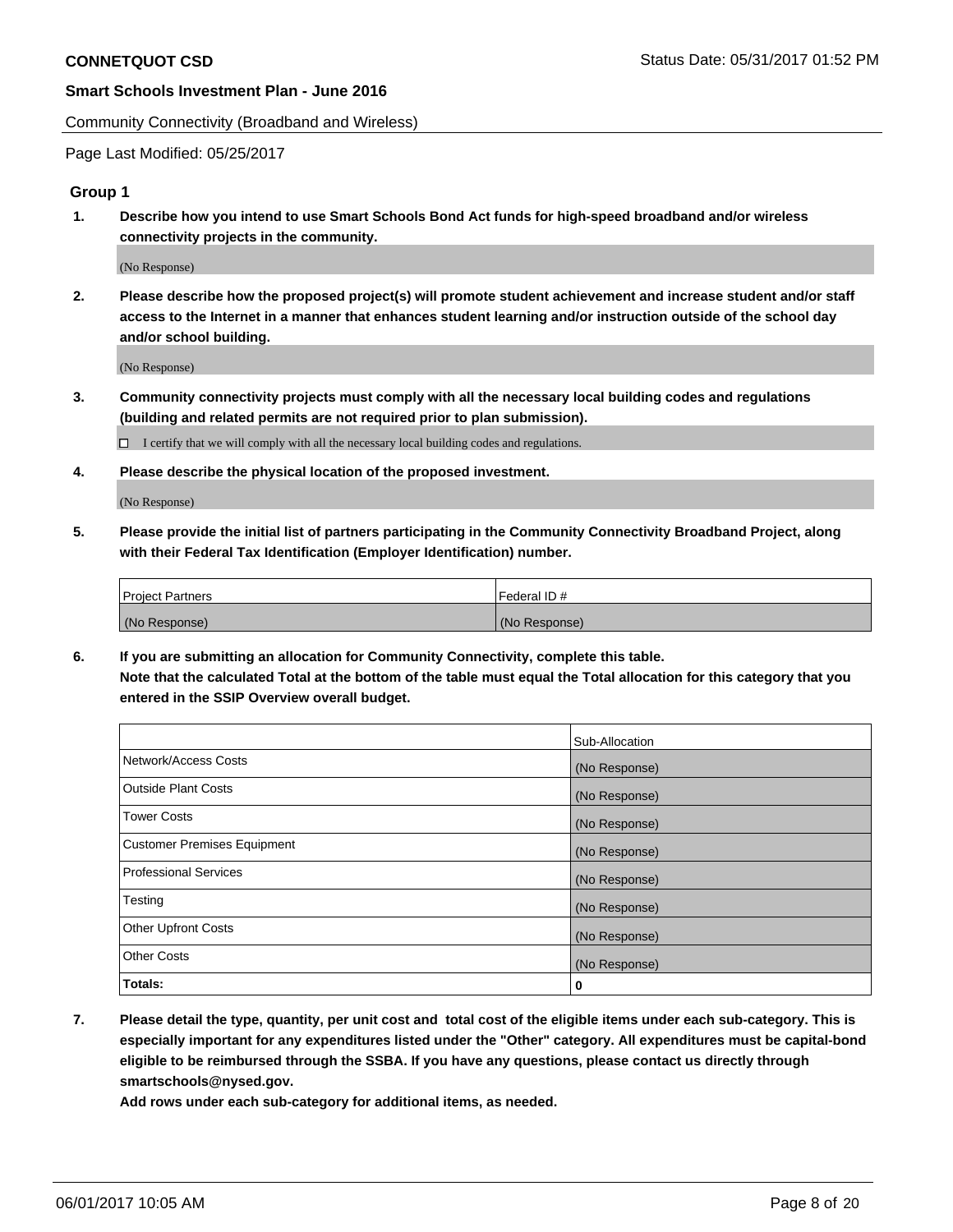**CONNETQUOT CSD** Status Date: 05/31/2017 01:52 PM

**Smart Schools Investment Plan - June 2016**

Community Connectivity (Broadband and Wireless)

Page Last Modified: 05/25/2017

### Group 1

**1. Describe how you intend to use Smart Schools Bond Act funds for high-speed broadband and/or wireless connectivity projects in the community.**

(No Response)

**2. Please describe how the proposed project(s) will promote student achievement and increase student and/or staff access to the Internet in a manner that enhances student learning and/or instruction outside of the school day and/or school building.**

(No Response)

**3. Community connectivity projects must comply with all the necessary local building codes and regulations (building and related permits are not required prior to plan submission).**

☐ I certify that we will comply with all the necessary local building codes and regulations.

**4. Please describe the physical location of the proposed investment.**

(No Response)

**5. Please provide the initial list of partners participating in the Community Connectivity Broadband Project, along with their Federal Tax Identification (Employer Identification) number.**

| Project Partners | Federal ID # |
|---|---|
| (No Response) | (No Response) |

**6. If you are submitting an allocation for Community Connectivity, complete this table. Note that the calculated Total at the bottom of the table must equal the Total allocation for this category that you entered in the SSIP Overview overall budget.**

| | Sub-Allocation |
|---|---|
| Network/Access Costs | (No Response) |
| Outside Plant Costs | (No Response) |
| Tower Costs | (No Response) |
| Customer Premises Equipment | (No Response) |
| Professional Services | (No Response) |
| Testing | (No Response) |
| Other Upfront Costs | (No Response) |
| Other Costs | (No Response) |
| **Totals:** | **0** |

**7. Please detail the type, quantity, per unit cost and total cost of the eligible items under each sub-category. This is especially important for any expenditures listed under the "Other" category. All expenditures must be capital-bond eligible to be reimbursed through the SSBA. If you have any questions, please contact us directly through smartschools@nysed.gov.**

**Add rows under each sub-category for additional items, as needed.**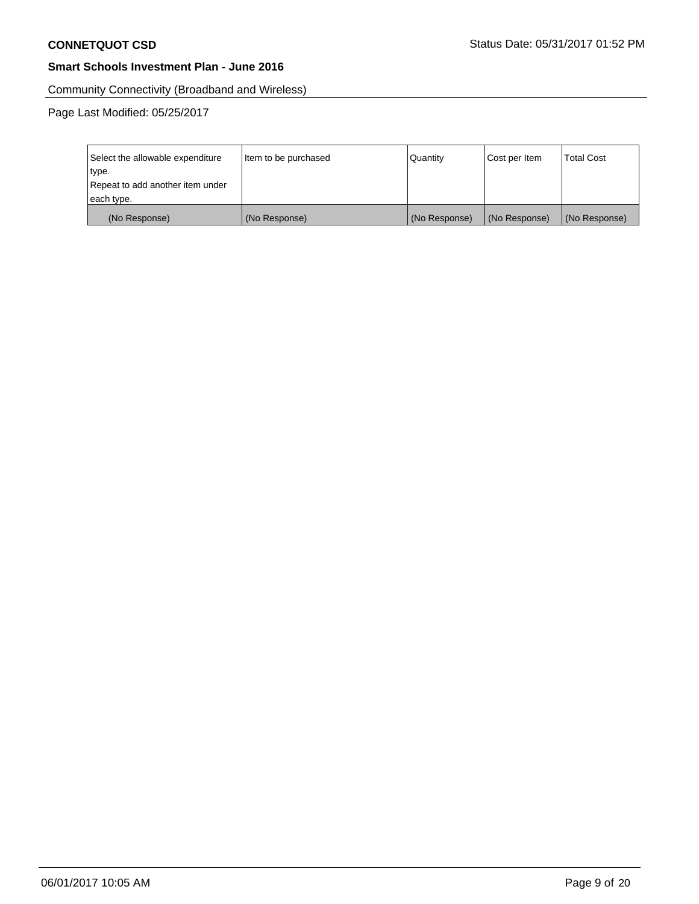Community Connectivity (Broadband and Wireless)

Page Last Modified: 05/25/2017

| Select the allowable expenditure type.<br>Repeat to add another item under each type. | Item to be purchased | Quantity | Cost per Item | Total Cost |
|---|---|---|---|---|
| (No Response) | (No Response) | (No Response) | (No Response) | (No Response) |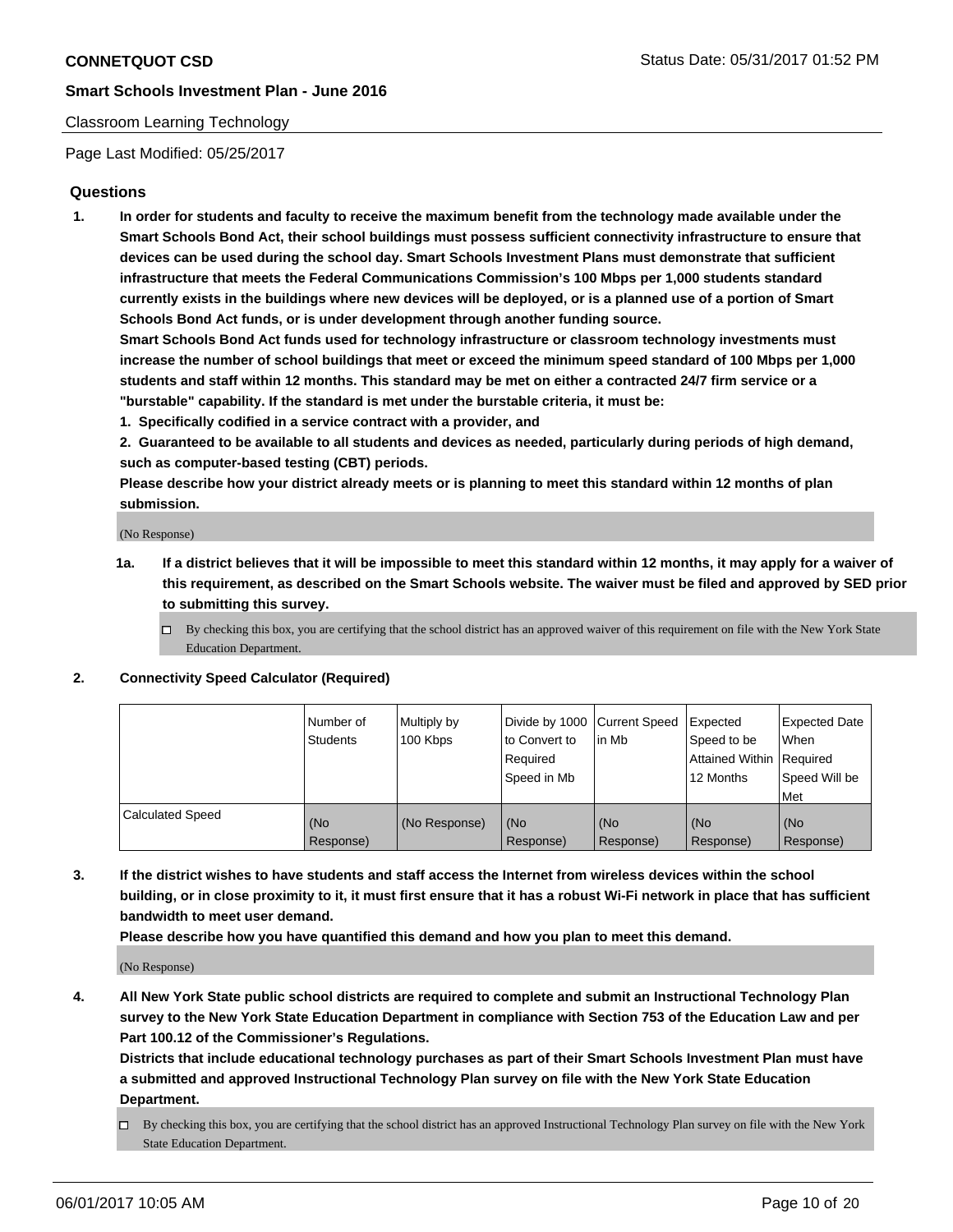Classroom Learning Technology

Page Last Modified: 05/25/2017

## Questions

1. **In order for students and faculty to receive the maximum benefit from the technology made available under the Smart Schools Bond Act, their school buildings must possess sufficient connectivity infrastructure to ensure that devices can be used during the school day. Smart Schools Investment Plans must demonstrate that sufficient infrastructure that meets the Federal Communications Commission's 100 Mbps per 1,000 students standard currently exists in the buildings where new devices will be deployed, or is a planned use of a portion of Smart Schools Bond Act funds, or is under development through another funding source.**

   **Smart Schools Bond Act funds used for technology infrastructure or classroom technology investments must increase the number of school buildings that meet or exceed the minimum speed standard of 100 Mbps per 1,000 students and staff within 12 months. This standard may be met on either a contracted 24/7 firm service or a "burstable" capability. If the standard is met under the burstable criteria, it must be:**

   **1. Specifically codified in a service contract with a provider, and**

   **2. Guaranteed to be available to all students and devices as needed, particularly during periods of high demand, such as computer-based testing (CBT) periods.**

   **Please describe how your district already meets or is planning to meet this standard within 12 months of plan submission.**

   (No Response)

   **1a. If a district believes that it will be impossible to meet this standard within 12 months, it may apply for a waiver of this requirement, as described on the Smart Schools website. The waiver must be filed and approved by SED prior to submitting this survey.**

   ☐ By checking this box, you are certifying that the school district has an approved waiver of this requirement on file with the New York State Education Department.

2. **Connectivity Speed Calculator (Required)**

| | Number of Students | Multiply by 100 Kbps | Divide by 1000 to Convert to Required Speed in Mb | Current Speed in Mb | Expected Speed to be Attained Within 12 Months | Expected Date When Required Speed Will be Met |
|---|---|---|---|---|---|---|
| Calculated Speed | (No Response) | (No Response) | (No Response) | (No Response) | (No Response) | (No Response) |

3. **If the district wishes to have students and staff access the Internet from wireless devices within the school building, or in close proximity to it, it must first ensure that it has a robust Wi-Fi network in place that has sufficient bandwidth to meet user demand.**

   **Please describe how you have quantified this demand and how you plan to meet this demand.**

   (No Response)

4. **All New York State public school districts are required to complete and submit an Instructional Technology Plan survey to the New York State Education Department in compliance with Section 753 of the Education Law and per Part 100.12 of the Commissioner's Regulations.**

   **Districts that include educational technology purchases as part of their Smart Schools Investment Plan must have a submitted and approved Instructional Technology Plan survey on file with the New York State Education Department.**

   ☐ By checking this box, you are certifying that the school district has an approved Instructional Technology Plan survey on file with the New York State Education Department.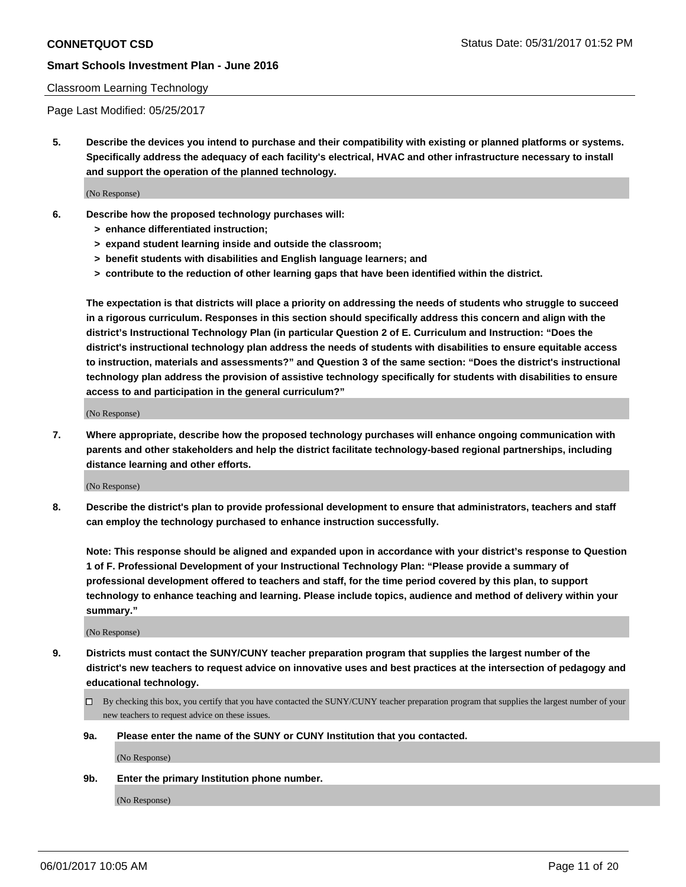Classroom Learning Technology

Page Last Modified: 05/25/2017

**5. Describe the devices you intend to purchase and their compatibility with existing or planned platforms or systems. Specifically address the adequacy of each facility's electrical, HVAC and other infrastructure necessary to install and support the operation of the planned technology.**

(No Response)

**6. Describe how the proposed technology purchases will:**
- **> enhance differentiated instruction;**
- **> expand student learning inside and outside the classroom;**
- **> benefit students with disabilities and English language learners; and**
- **> contribute to the reduction of other learning gaps that have been identified within the district.**

**The expectation is that districts will place a priority on addressing the needs of students who struggle to succeed in a rigorous curriculum. Responses in this section should specifically address this concern and align with the district's Instructional Technology Plan (in particular Question 2 of E. Curriculum and Instruction: "Does the district's instructional technology plan address the needs of students with disabilities to ensure equitable access to instruction, materials and assessments?" and Question 3 of the same section: "Does the district's instructional technology plan address the provision of assistive technology specifically for students with disabilities to ensure access to and participation in the general curriculum?"**

(No Response)

**7. Where appropriate, describe how the proposed technology purchases will enhance ongoing communication with parents and other stakeholders and help the district facilitate technology-based regional partnerships, including distance learning and other efforts.**

(No Response)

**8. Describe the district's plan to provide professional development to ensure that administrators, teachers and staff can employ the technology purchased to enhance instruction successfully.**

**Note: This response should be aligned and expanded upon in accordance with your district's response to Question 1 of F. Professional Development of your Instructional Technology Plan: "Please provide a summary of professional development offered to teachers and staff, for the time period covered by this plan, to support technology to enhance teaching and learning. Please include topics, audience and method of delivery within your summary."**

(No Response)

**9. Districts must contact the SUNY/CUNY teacher preparation program that supplies the largest number of the district's new teachers to request advice on innovative uses and best practices at the intersection of pedagogy and educational technology.**

☐ By checking this box, you certify that you have contacted the SUNY/CUNY teacher preparation program that supplies the largest number of your new teachers to request advice on these issues.

**9a. Please enter the name of the SUNY or CUNY Institution that you contacted.**

(No Response)

**9b. Enter the primary Institution phone number.**

(No Response)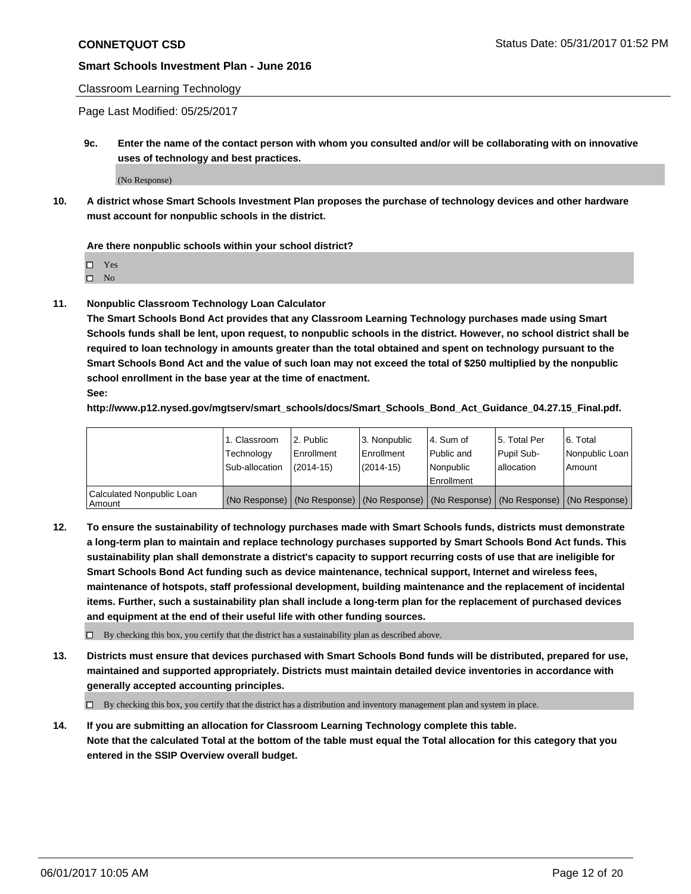Classroom Learning Technology

Page Last Modified: 05/25/2017

**9c. Enter the name of the contact person with whom you consulted and/or will be collaborating with on innovative uses of technology and best practices.**

(No Response)

**10. A district whose Smart Schools Investment Plan proposes the purchase of technology devices and other hardware must account for nonpublic schools in the district.**

**Are there nonpublic schools within your school district?**

- ☐ Yes
- ☐ No

**11. Nonpublic Classroom Technology Loan Calculator**

**The Smart Schools Bond Act provides that any Classroom Learning Technology purchases made using Smart Schools funds shall be lent, upon request, to nonpublic schools in the district. However, no school district shall be required to loan technology in amounts greater than the total obtained and spent on technology pursuant to the Smart Schools Bond Act and the value of such loan may not exceed the total of $250 multiplied by the nonpublic school enrollment in the base year at the time of enactment.**

**See:**

**http://www.p12.nysed.gov/mgtserv/smart_schools/docs/Smart_Schools_Bond_Act_Guidance_04.27.15_Final.pdf.**

| | 1. Classroom Technology Sub-allocation | 2. Public Enrollment (2014-15) | 3. Nonpublic Enrollment (2014-15) | 4. Sum of Public and Nonpublic Enrollment | 5. Total Per Pupil Sub-allocation | 6. Total Nonpublic Loan Amount |
|---|---|---|---|---|---|---|
| Calculated Nonpublic Loan Amount | (No Response) | (No Response) | (No Response) | (No Response) | (No Response) | (No Response) |

**12. To ensure the sustainability of technology purchases made with Smart Schools funds, districts must demonstrate a long-term plan to maintain and replace technology purchases supported by Smart Schools Bond Act funds. This sustainability plan shall demonstrate a district's capacity to support recurring costs of use that are ineligible for Smart Schools Bond Act funding such as device maintenance, technical support, Internet and wireless fees, maintenance of hotspots, staff professional development, building maintenance and the replacement of incidental items. Further, such a sustainability plan shall include a long-term plan for the replacement of purchased devices and equipment at the end of their useful life with other funding sources.**

☐ By checking this box, you certify that the district has a sustainability plan as described above.

**13. Districts must ensure that devices purchased with Smart Schools Bond funds will be distributed, prepared for use, maintained and supported appropriately. Districts must maintain detailed device inventories in accordance with generally accepted accounting principles.**

☐ By checking this box, you certify that the district has a distribution and inventory management plan and system in place.

**14. If you are submitting an allocation for Classroom Learning Technology complete this table. Note that the calculated Total at the bottom of the table must equal the Total allocation for this category that you entered in the SSIP Overview overall budget.**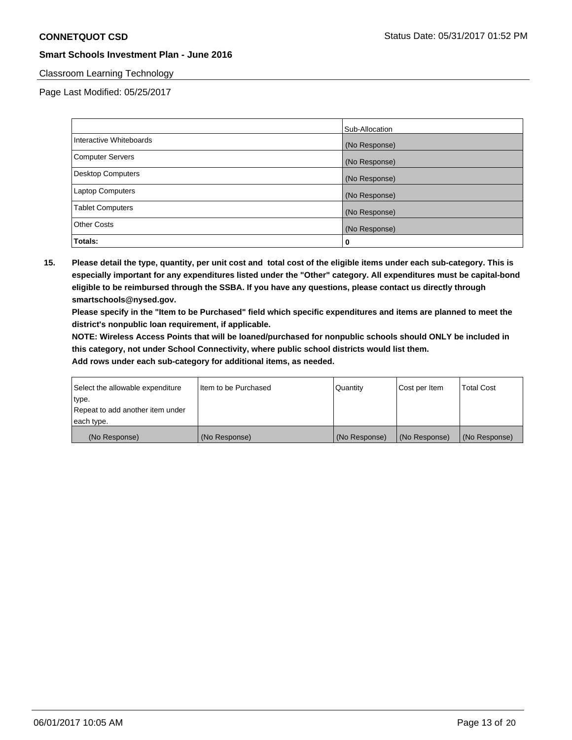Classroom Learning Technology

Page Last Modified: 05/25/2017

| | Sub-Allocation |
|---|---|
| Interactive Whiteboards | (No Response) |
| Computer Servers | (No Response) |
| Desktop Computers | (No Response) |
| Laptop Computers | (No Response) |
| Tablet Computers | (No Response) |
| Other Costs | (No Response) |
| **Totals:** | **0** |

**15. Please detail the type, quantity, per unit cost and total cost of the eligible items under each sub-category. This is especially important for any expenditures listed under the "Other" category. All expenditures must be capital-bond eligible to be reimbursed through the SSBA. If you have any questions, please contact us directly through smartschools@nysed.gov.**

**Please specify in the "Item to be Purchased" field which specific expenditures and items are planned to meet the district's nonpublic loan requirement, if applicable.**

**NOTE: Wireless Access Points that will be loaned/purchased for nonpublic schools should ONLY be included in this category, not under School Connectivity, where public school districts would list them.**

**Add rows under each sub-category for additional items, as needed.**

| Select the allowable expenditure type. Repeat to add another item under each type. | Item to be Purchased | Quantity | Cost per Item | Total Cost |
|---|---|---|---|---|
| (No Response) | (No Response) | (No Response) | (No Response) | (No Response) |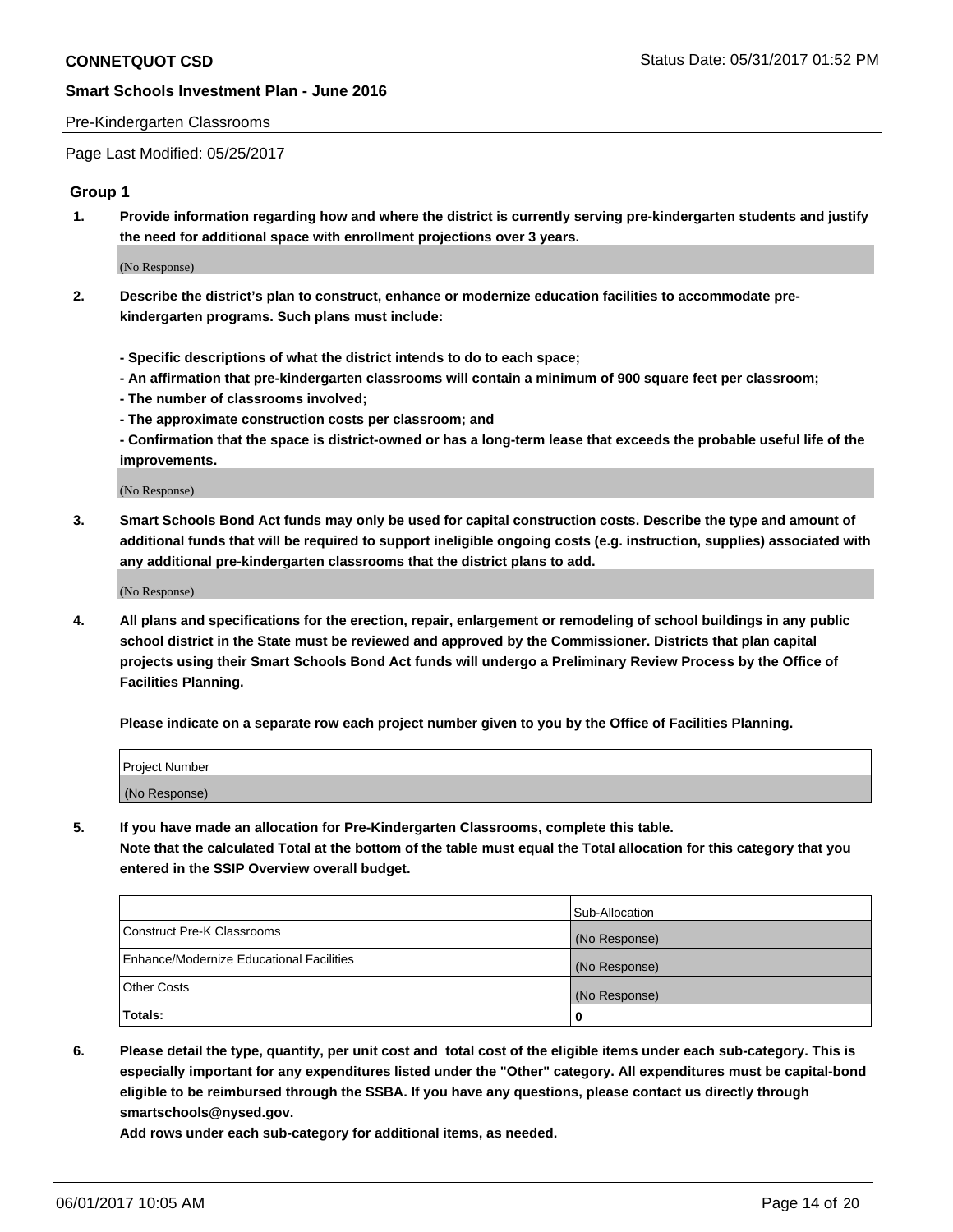Pre-Kindergarten Classrooms

Page Last Modified: 05/25/2017

### Group 1

1. **Provide information regarding how and where the district is currently serving pre-kindergarten students and justify the need for additional space with enrollment projections over 3 years.**

(No Response)

2. **Describe the district's plan to construct, enhance or modernize education facilities to accommodate pre-kindergarten programs. Such plans must include:**

   **- Specific descriptions of what the district intends to do to each space;**
   **- An affirmation that pre-kindergarten classrooms will contain a minimum of 900 square feet per classroom;**
   **- The number of classrooms involved;**
   **- The approximate construction costs per classroom; and**
   **- Confirmation that the space is district-owned or has a long-term lease that exceeds the probable useful life of the improvements.**

(No Response)

3. **Smart Schools Bond Act funds may only be used for capital construction costs. Describe the type and amount of additional funds that will be required to support ineligible ongoing costs (e.g. instruction, supplies) associated with any additional pre-kindergarten classrooms that the district plans to add.**

(No Response)

4. **All plans and specifications for the erection, repair, enlargement or remodeling of school buildings in any public school district in the State must be reviewed and approved by the Commissioner. Districts that plan capital projects using their Smart Schools Bond Act funds will undergo a Preliminary Review Process by the Office of Facilities Planning.**

   **Please indicate on a separate row each project number given to you by the Office of Facilities Planning.**

| Project Number |
|---|
| (No Response) |

5. **If you have made an allocation for Pre-Kindergarten Classrooms, complete this table.**
   **Note that the calculated Total at the bottom of the table must equal the Total allocation for this category that you entered in the SSIP Overview overall budget.**

| | Sub-Allocation |
|---|---|
| Construct Pre-K Classrooms | (No Response) |
| Enhance/Modernize Educational Facilities | (No Response) |
| Other Costs | (No Response) |
| **Totals:** | **0** |

6. **Please detail the type, quantity, per unit cost and total cost of the eligible items under each sub-category. This is especially important for any expenditures listed under the "Other" category. All expenditures must be capital-bond eligible to be reimbursed through the SSBA. If you have any questions, please contact us directly through smartschools@nysed.gov.**

   **Add rows under each sub-category for additional items, as needed.**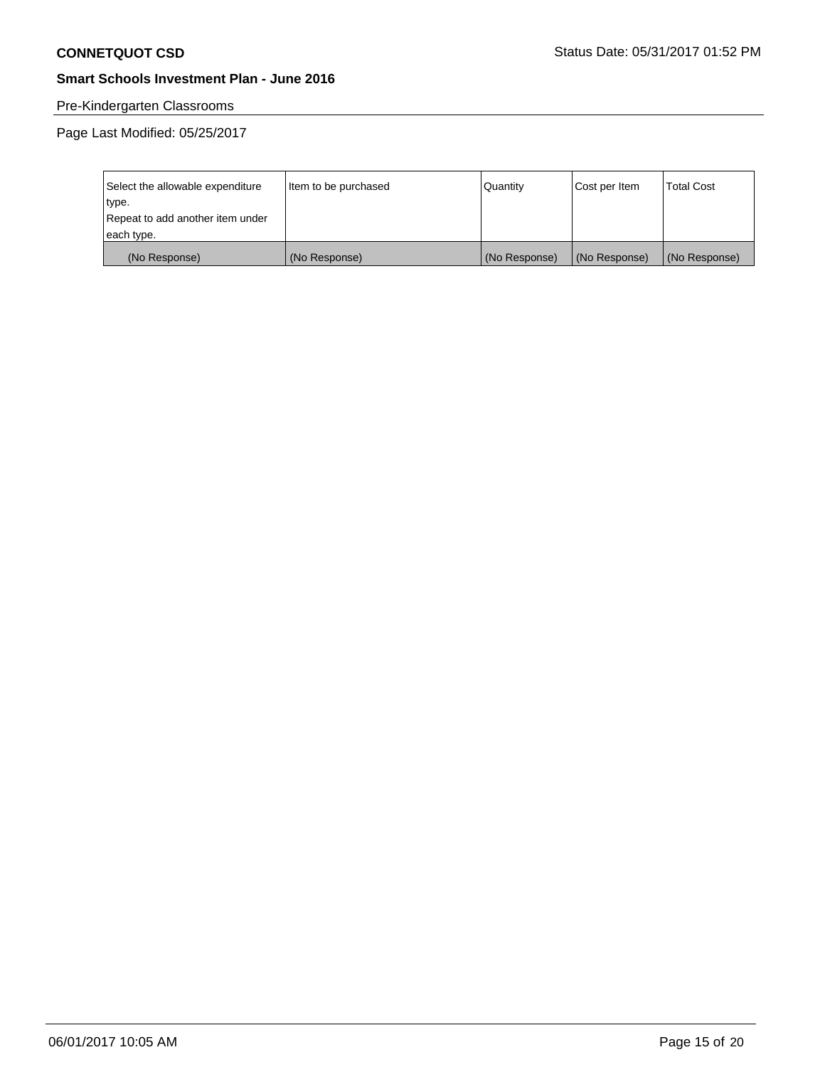**CONNETQUOT CSD**

Status Date: 05/31/2017 01:52 PM

**Smart Schools Investment Plan - June 2016**

Pre-Kindergarten Classrooms

Page Last Modified: 05/25/2017

| Select the allowable expenditure type. Repeat to add another item under each type. | Item to be purchased | Quantity | Cost per Item | Total Cost |
|---|---|---|---|---|
| (No Response) | (No Response) | (No Response) | (No Response) | (No Response) |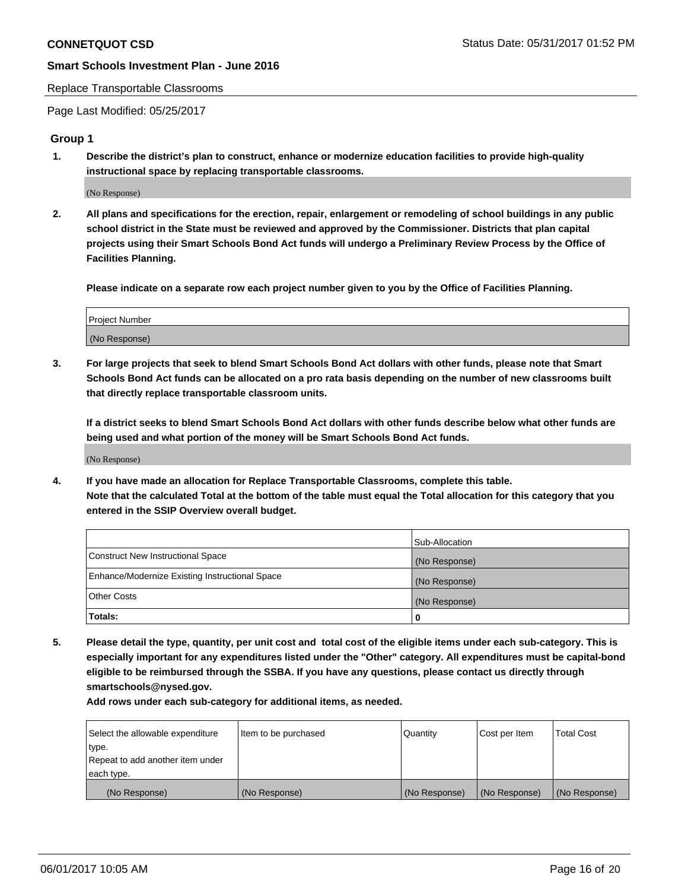Replace Transportable Classrooms

Page Last Modified: 05/25/2017

## Group 1

1. **Describe the district's plan to construct, enhance or modernize education facilities to provide high-quality instructional space by replacing transportable classrooms.**

(No Response)

2. **All plans and specifications for the erection, repair, enlargement or remodeling of school buildings in any public school district in the State must be reviewed and approved by the Commissioner. Districts that plan capital projects using their Smart Schools Bond Act funds will undergo a Preliminary Review Process by the Office of Facilities Planning.**

**Please indicate on a separate row each project number given to you by the Office of Facilities Planning.**

| Project Number |
|---|
| (No Response) |

3. **For large projects that seek to blend Smart Schools Bond Act dollars with other funds, please note that Smart Schools Bond Act funds can be allocated on a pro rata basis depending on the number of new classrooms built that directly replace transportable classroom units.**

**If a district seeks to blend Smart Schools Bond Act dollars with other funds describe below what other funds are being used and what portion of the money will be Smart Schools Bond Act funds.**

(No Response)

4. **If you have made an allocation for Replace Transportable Classrooms, complete this table.**
**Note that the calculated Total at the bottom of the table must equal the Total allocation for this category that you entered in the SSIP Overview overall budget.**

| | Sub-Allocation |
|---|---|
| Construct New Instructional Space | (No Response) |
| Enhance/Modernize Existing Instructional Space | (No Response) |
| Other Costs | (No Response) |
| **Totals:** | **0** |

5. **Please detail the type, quantity, per unit cost and total cost of the eligible items under each sub-category. This is especially important for any expenditures listed under the "Other" category. All expenditures must be capital-bond eligible to be reimbursed through the SSBA. If you have any questions, please contact us directly through smartschools@nysed.gov.**

**Add rows under each sub-category for additional items, as needed.**

| Select the allowable expenditure type. Repeat to add another item under each type. | Item to be purchased | Quantity | Cost per Item | Total Cost |
|---|---|---|---|---|
| (No Response) | (No Response) | (No Response) | (No Response) | (No Response) |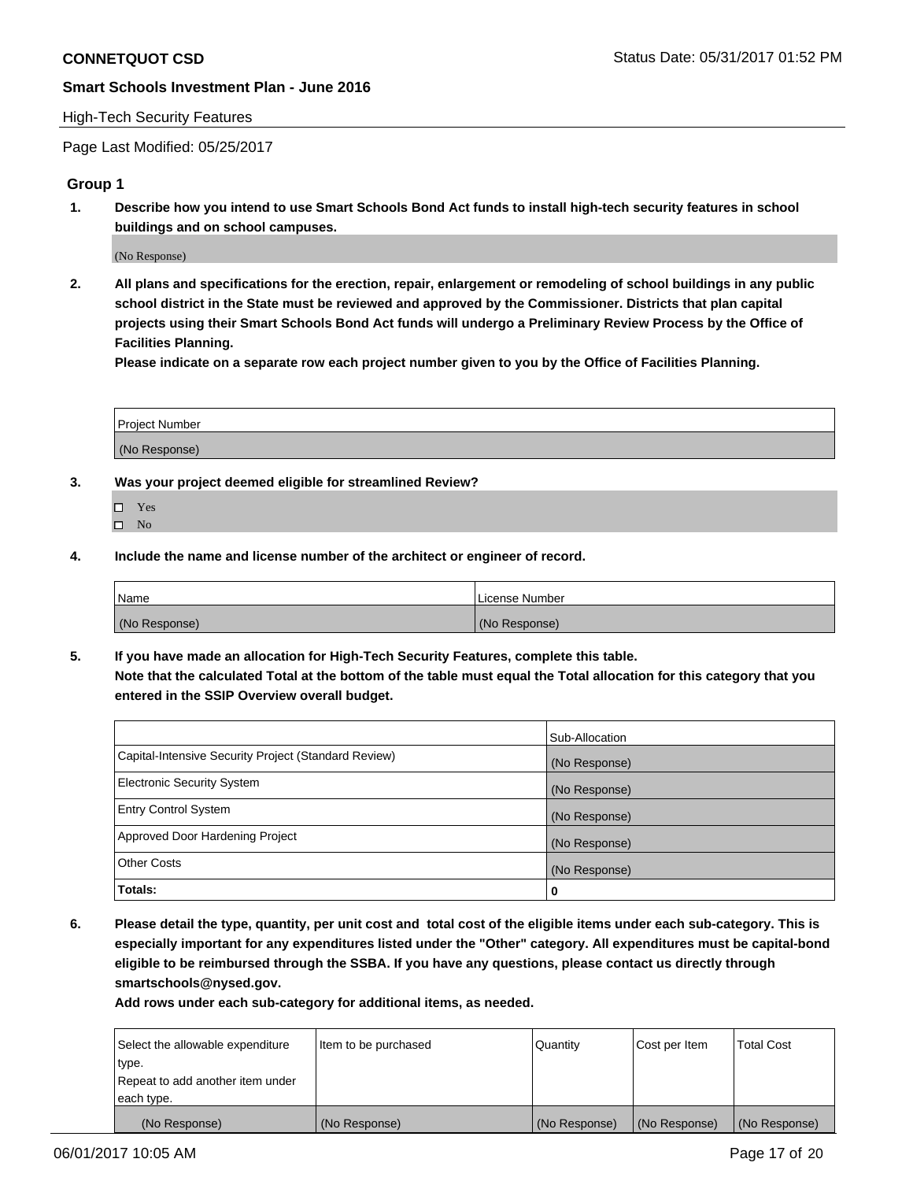High-Tech Security Features

Page Last Modified: 05/25/2017

### Group 1

**1. Describe how you intend to use Smart Schools Bond Act funds to install high-tech security features in school buildings and on school campuses.**

(No Response)

**2. All plans and specifications for the erection, repair, enlargement or remodeling of school buildings in any public school district in the State must be reviewed and approved by the Commissioner. Districts that plan capital projects using their Smart Schools Bond Act funds will undergo a Preliminary Review Process by the Office of Facilities Planning.**

**Please indicate on a separate row each project number given to you by the Office of Facilities Planning.**

| Project Number |
|---|
| (No Response) |

**3. Was your project deemed eligible for streamlined Review?**

- ☐ Yes
- ☐ No

**4. Include the name and license number of the architect or engineer of record.**

| Name | License Number |
|---|---|
| (No Response) | (No Response) |

**5. If you have made an allocation for High-Tech Security Features, complete this table.**
**Note that the calculated Total at the bottom of the table must equal the Total allocation for this category that you entered in the SSIP Overview overall budget.**

| | Sub-Allocation |
|---|---|
| Capital-Intensive Security Project (Standard Review) | (No Response) |
| Electronic Security System | (No Response) |
| Entry Control System | (No Response) |
| Approved Door Hardening Project | (No Response) |
| Other Costs | (No Response) |
| **Totals:** | **0** |

**6. Please detail the type, quantity, per unit cost and total cost of the eligible items under each sub-category. This is especially important for any expenditures listed under the "Other" category. All expenditures must be capital-bond eligible to be reimbursed through the SSBA. If you have any questions, please contact us directly through smartschools@nysed.gov.**

**Add rows under each sub-category for additional items, as needed.**

| Select the allowable expenditure type. Repeat to add another item under each type. | Item to be purchased | Quantity | Cost per Item | Total Cost |
|---|---|---|---|---|
| (No Response) | (No Response) | (No Response) | (No Response) | (No Response) |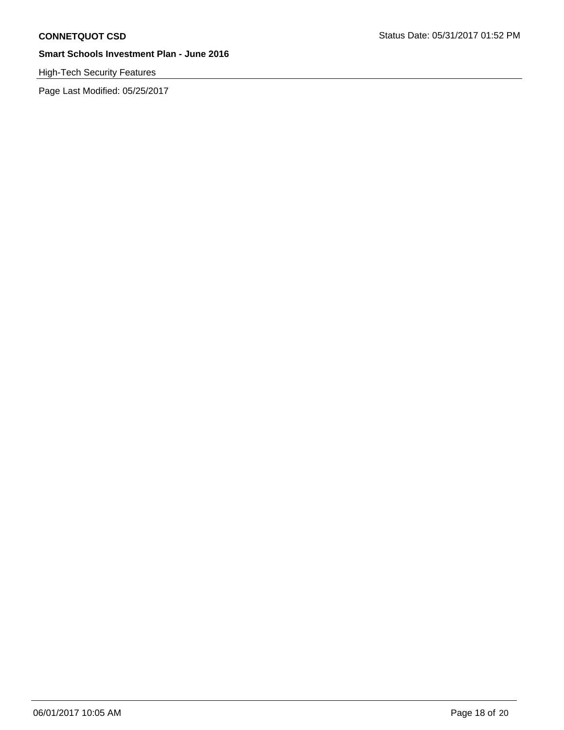High-Tech Security Features

Page Last Modified: 05/25/2017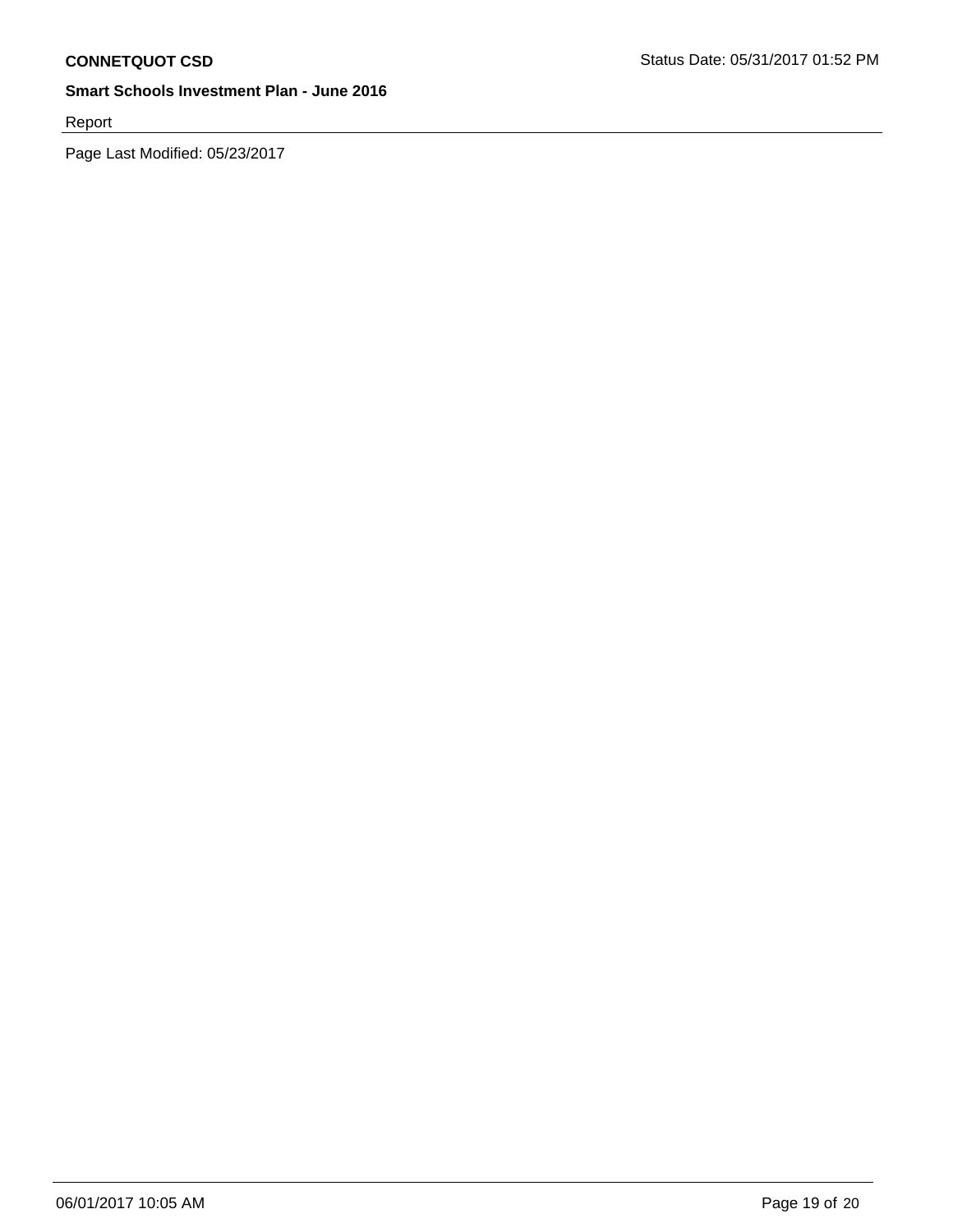Report

Page Last Modified: 05/23/2017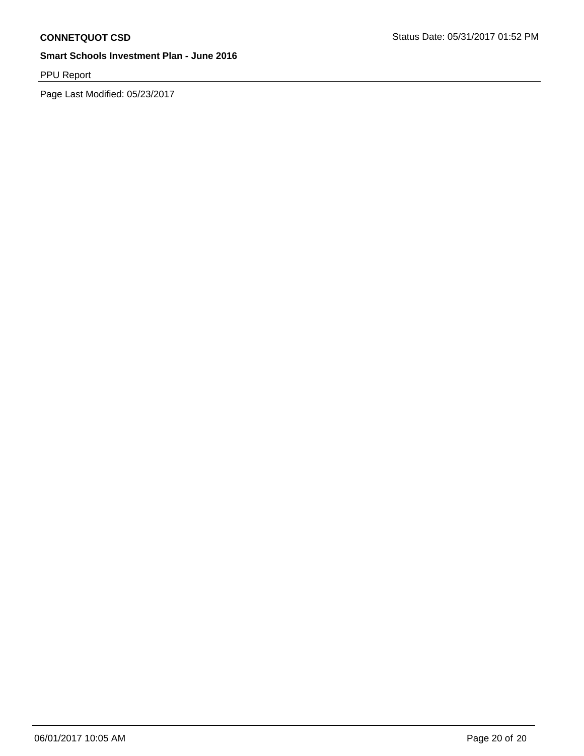Page Last Modified: 05/23/2017